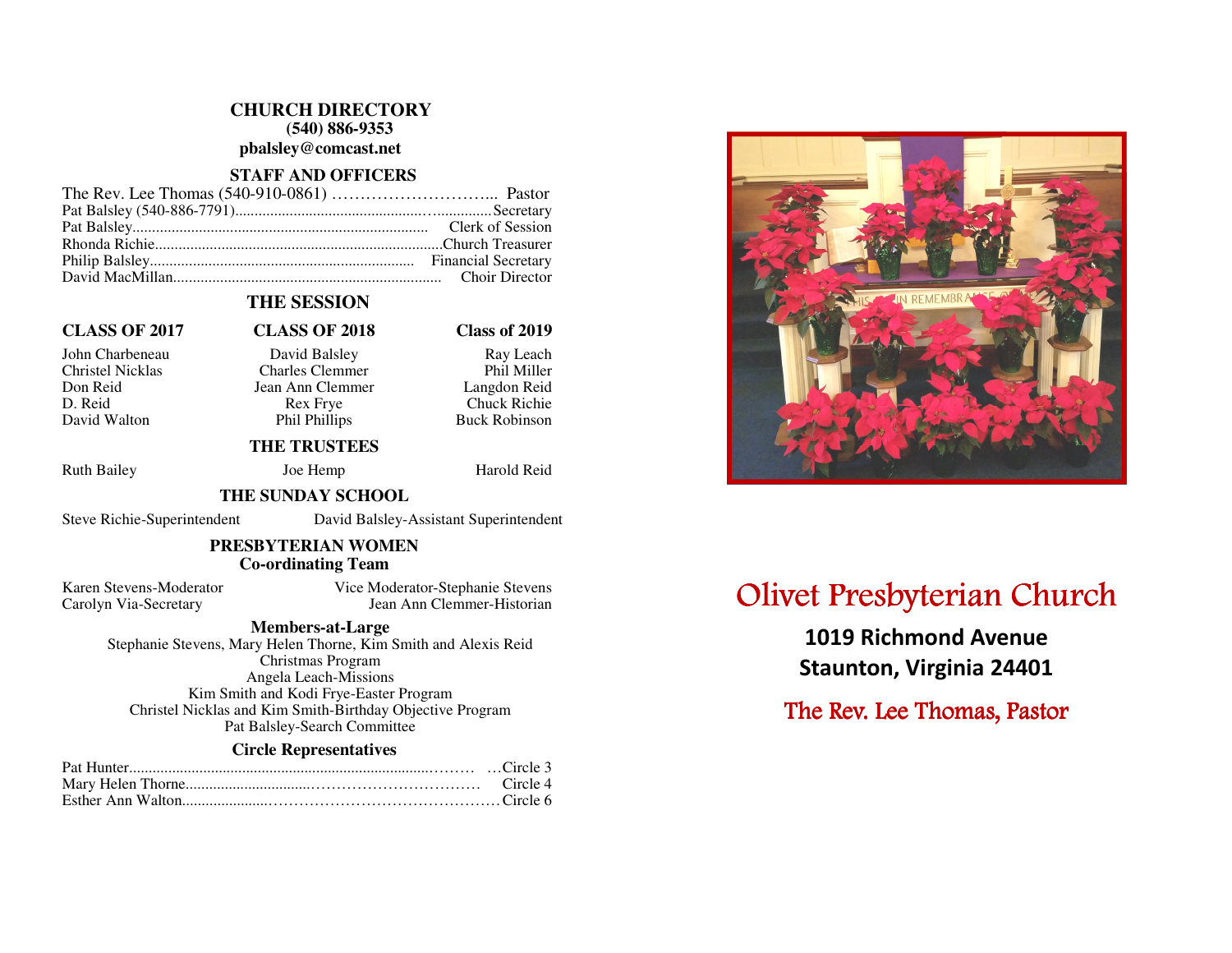## CHURCH DIRECTORY

**(540) 886-9353**

**pbalsley@comcast.net**

### STAFF AND OFFICERS

| Name | Position |
|---|---|
| The Rev. Lee Thomas (540-910-0861) | Pastor |
| Pat Balsley (540-886-7791) | Secretary |
| Pat Balsley | Clerk of Session |
| Rhonda Richie | Church Treasurer |
| Philip Balsley | Financial Secretary |
| David MacMillan | Choir Director |

### THE SESSION

| CLASS OF 2017 | CLASS OF 2018 | Class of 2019 |
|---|---|---|
| John Charbeneau | David Balsley | Ray Leach |
| Christel Nicklas | Charles Clemmer | Phil Miller |
| Don Reid | Jean Ann Clemmer | Langdon Reid |
| D. Reid | Rex Frye | Chuck Richie |
| David Walton | Phil Phillips | Buck Robinson |

### THE TRUSTEES

Ruth Bailey    Joe Hemp    Harold Reid

### THE SUNDAY SCHOOL

Steve Richie-Superintendent    David Balsley-Assistant Superintendent

### PRESBYTERIAN WOMEN
**Co-ordinating Team**

Karen Stevens-Moderator    Vice Moderator-Stephanie Stevens
Carolyn Via-Secretary    Jean Ann Clemmer-Historian

**Members-at-Large**

Stephanie Stevens, Mary Helen Thorne, Kim Smith and Alexis Reid
Christmas Program
Angela Leach-Missions
Kim Smith and Kodi Frye-Easter Program
Christel Nicklas and Kim Smith-Birthday Objective Program
Pat Balsley-Search Committee

**Circle Representatives**

| Name | Circle |
|---|---|
| Pat Hunter | Circle 3 |
| Mary Helen Thorne | Circle 4 |
| Esther Ann Walton | Circle 6 |

# Olivet Presbyterian Church

**1019 Richmond Avenue**
**Staunton, Virginia 24401**

The Rev. Lee Thomas, Pastor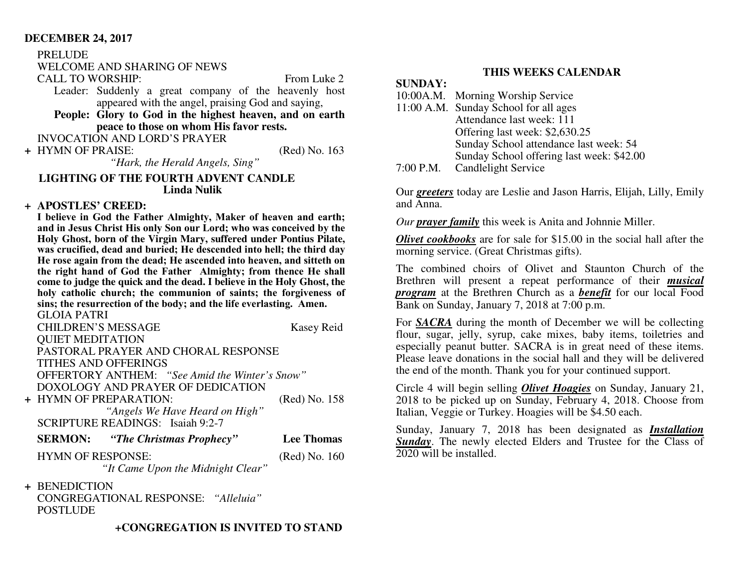**DECEMBER 24, 2017**

PRELUDE

WELCOME AND SHARING OF NEWS

CALL TO WORSHIP: From Luke 2

Leader: Suddenly a great company of the heavenly host appeared with the angel, praising God and saying,

**People: Glory to God in the highest heaven, and on earth peace to those on whom His favor rests.**

INVOCATION AND LORD'S PRAYER

\+ HYMN OF PRAISE: (Red) No. 163

*"Hark, the Herald Angels, Sing"*

**LIGHTING OF THE FOURTH ADVENT CANDLE**
**Linda Nulik**

\+ **APOSTLES' CREED:**

**I believe in God the Father Almighty, Maker of heaven and earth; and in Jesus Christ His only Son our Lord; who was conceived by the Holy Ghost, born of the Virgin Mary, suffered under Pontius Pilate, was crucified, dead and buried; He descended into hell; the third day He rose again from the dead; He ascended into heaven, and sitteth on the right hand of God the Father Almighty; from thence He shall come to judge the quick and the dead. I believe in the Holy Ghost, the holy catholic church; the communion of saints; the forgiveness of sins; the resurrection of the body; and the life everlasting. Amen.**

GLOIA PATRI

CHILDREN'S MESSAGE Kasey Reid

QUIET MEDITATION

PASTORAL PRAYER AND CHORAL RESPONSE

TITHES AND OFFERINGS

OFFERTORY ANTHEM: *"See Amid the Winter's Snow"*

DOXOLOGY AND PRAYER OF DEDICATION

\+ HYMN OF PREPARATION: (Red) No. 158

*"Angels We Have Heard on High"*

SCRIPTURE READINGS: Isaiah 9:2-7

**SERMON: *"The Christmas Prophecy"* Lee Thomas**

HYMN OF RESPONSE: (Red) No. 160

*"It Came Upon the Midnight Clear"*

\+ BENEDICTION

CONGREGATIONAL RESPONSE: *"Alleluia"*

POSTLUDE

**+CONGREGATION IS INVITED TO STAND**

## THIS WEEKS CALENDAR

**SUNDAY:**

10:00A.M. Morning Worship Service

11:00 A.M. Sunday School for all ages

Attendance last week: 111

Offering last week: $2,630.25

Sunday School attendance last week: 54

Sunday School offering last week: $42.00

7:00 P.M. Candlelight Service

Our ***greeters*** today are Leslie and Jason Harris, Elijah, Lilly, Emily and Anna.

*Our* ***prayer family*** this week is Anita and Johnnie Miller.

***Olivet cookbooks*** are for sale for $15.00 in the social hall after the morning service. (Great Christmas gifts).

The combined choirs of Olivet and Staunton Church of the Brethren will present a repeat performance of their ***musical program*** at the Brethren Church as a ***benefit*** for our local Food Bank on Sunday, January 7, 2018 at 7:00 p.m.

For ***SACRA*** during the month of December we will be collecting flour, sugar, jelly, syrup, cake mixes, baby items, toiletries and especially peanut butter. SACRA is in great need of these items. Please leave donations in the social hall and they will be delivered the end of the month. Thank you for your continued support.

Circle 4 will begin selling ***Olivet Hoagies*** on Sunday, January 21, 2018 to be picked up on Sunday, February 4, 2018. Choose from Italian, Veggie or Turkey. Hoagies will be $4.50 each.

Sunday, January 7, 2018 has been designated as ***Installation Sunday***. The newly elected Elders and Trustee for the Class of 2020 will be installed.